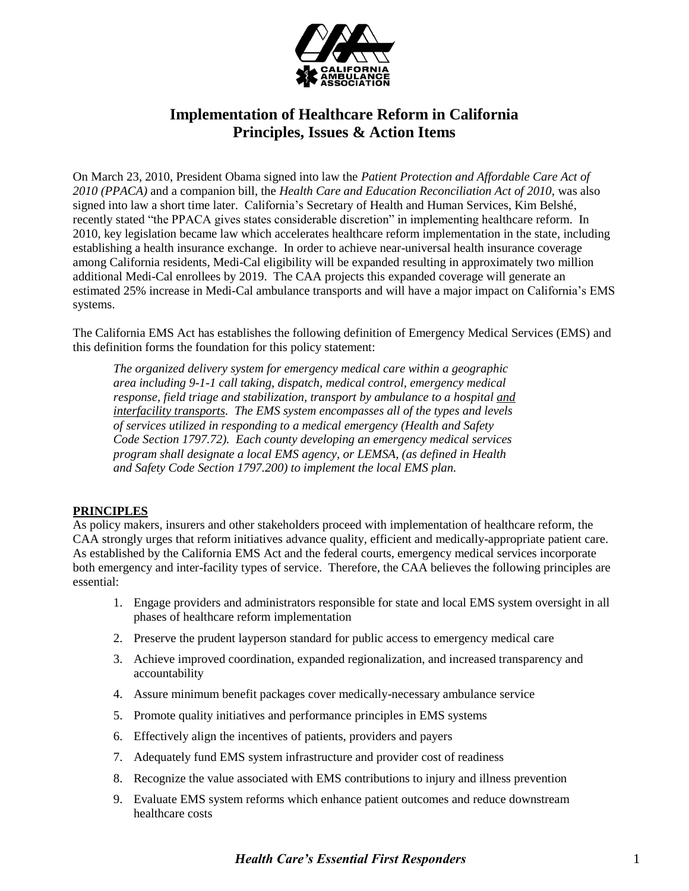# Implementation of Healthcare Reform in California
## Principles, Issues & Action Items

On March 23, 2010, President Obama signed into law the *Patient Protection and Affordable Care Act of 2010 (PPACA)* and a companion bill, the *Health Care and Education Reconciliation Act of 2010,* was also signed into law a short time later. California's Secretary of Health and Human Services, Kim Belshé, recently stated "the PPACA gives states considerable discretion" in implementing healthcare reform. In 2010, key legislation became law which accelerates healthcare reform implementation in the state, including establishing a health insurance exchange. In order to achieve near-universal health insurance coverage among California residents, Medi-Cal eligibility will be expanded resulting in approximately two million additional Medi-Cal enrollees by 2019. The CAA projects this expanded coverage will generate an estimated 25% increase in Medi-Cal ambulance transports and will have a major impact on California's EMS systems.

The California EMS Act has establishes the following definition of Emergency Medical Services (EMS) and this definition forms the foundation for this policy statement:

> *The organized delivery system for emergency medical care within a geographic area including 9-1-1 call taking, dispatch, medical control, emergency medical response, field triage and stabilization, transport by ambulance to a hospital <u>and interfacility transports</u>. The EMS system encompasses all of the types and levels of services utilized in responding to a medical emergency (Health and Safety Code Section 1797.72). Each county developing an emergency medical services program shall designate a local EMS agency, or LEMSA, (as defined in Health and Safety Code Section 1797.200) to implement the local EMS plan.*

**<u>PRINCIPLES</u>**

As policy makers, insurers and other stakeholders proceed with implementation of healthcare reform, the CAA strongly urges that reform initiatives advance quality, efficient and medically-appropriate patient care. As established by the California EMS Act and the federal courts, emergency medical services incorporate both emergency and inter-facility types of service. Therefore, the CAA believes the following principles are essential:

1. Engage providers and administrators responsible for state and local EMS system oversight in all phases of healthcare reform implementation
2. Preserve the prudent layperson standard for public access to emergency medical care
3. Achieve improved coordination, expanded regionalization, and increased transparency and accountability
4. Assure minimum benefit packages cover medically-necessary ambulance service
5. Promote quality initiatives and performance principles in EMS systems
6. Effectively align the incentives of patients, providers and payers
7. Adequately fund EMS system infrastructure and provider cost of readiness
8. Recognize the value associated with EMS contributions to injury and illness prevention
9. Evaluate EMS system reforms which enhance patient outcomes and reduce downstream healthcare costs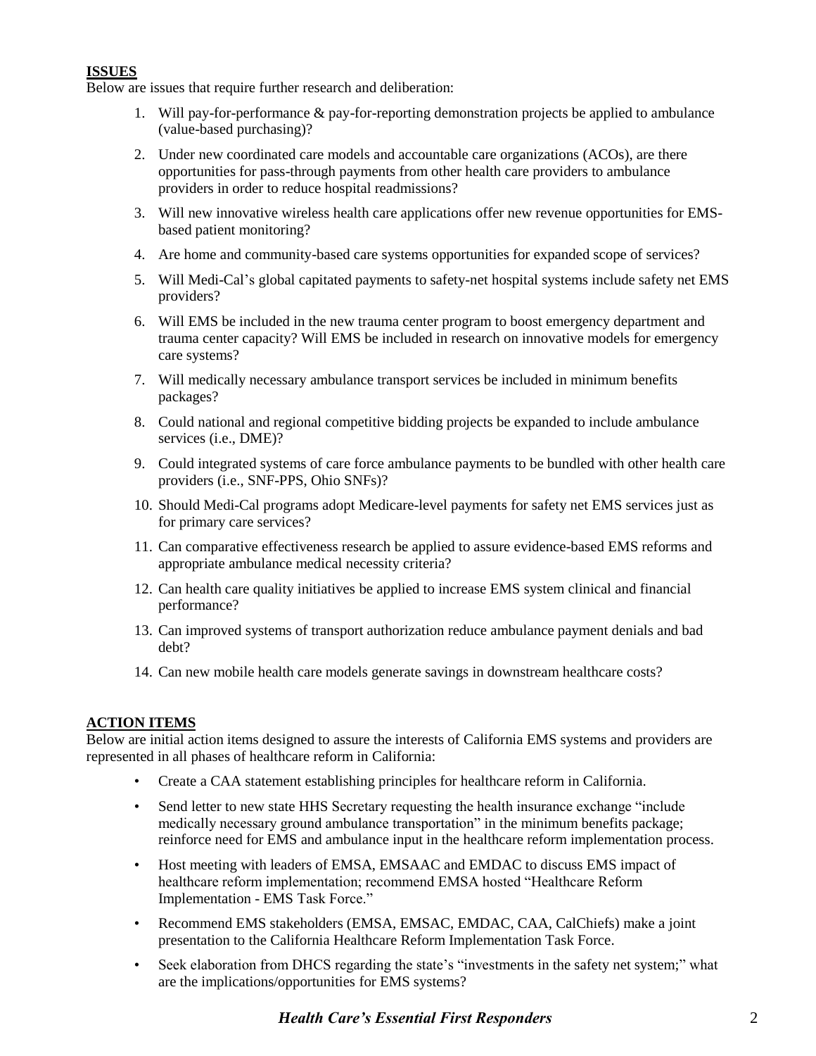**ISSUES**

Below are issues that require further research and deliberation:

1. Will pay-for-performance & pay-for-reporting demonstration projects be applied to ambulance (value-based purchasing)?
2. Under new coordinated care models and accountable care organizations (ACOs), are there opportunities for pass-through payments from other health care providers to ambulance providers in order to reduce hospital readmissions?
3. Will new innovative wireless health care applications offer new revenue opportunities for EMS-based patient monitoring?
4. Are home and community-based care systems opportunities for expanded scope of services?
5. Will Medi-Cal's global capitated payments to safety-net hospital systems include safety net EMS providers?
6. Will EMS be included in the new trauma center program to boost emergency department and trauma center capacity? Will EMS be included in research on innovative models for emergency care systems?
7. Will medically necessary ambulance transport services be included in minimum benefits packages?
8. Could national and regional competitive bidding projects be expanded to include ambulance services (i.e., DME)?
9. Could integrated systems of care force ambulance payments to be bundled with other health care providers (i.e., SNF-PPS, Ohio SNFs)?
10. Should Medi-Cal programs adopt Medicare-level payments for safety net EMS services just as for primary care services?
11. Can comparative effectiveness research be applied to assure evidence-based EMS reforms and appropriate ambulance medical necessity criteria?
12. Can health care quality initiatives be applied to increase EMS system clinical and financial performance?
13. Can improved systems of transport authorization reduce ambulance payment denials and bad debt?
14. Can new mobile health care models generate savings in downstream healthcare costs?

**ACTION ITEMS**

Below are initial action items designed to assure the interests of California EMS systems and providers are represented in all phases of healthcare reform in California:

- Create a CAA statement establishing principles for healthcare reform in California.
- Send letter to new state HHS Secretary requesting the health insurance exchange "include medically necessary ground ambulance transportation" in the minimum benefits package; reinforce need for EMS and ambulance input in the healthcare reform implementation process.
- Host meeting with leaders of EMSA, EMSAAC and EMDAC to discuss EMS impact of healthcare reform implementation; recommend EMSA hosted "Healthcare Reform Implementation - EMS Task Force."
- Recommend EMS stakeholders (EMSA, EMSAC, EMDAC, CAA, CalChiefs) make a joint presentation to the California Healthcare Reform Implementation Task Force.
- Seek elaboration from DHCS regarding the state's "investments in the safety net system;" what are the implications/opportunities for EMS systems?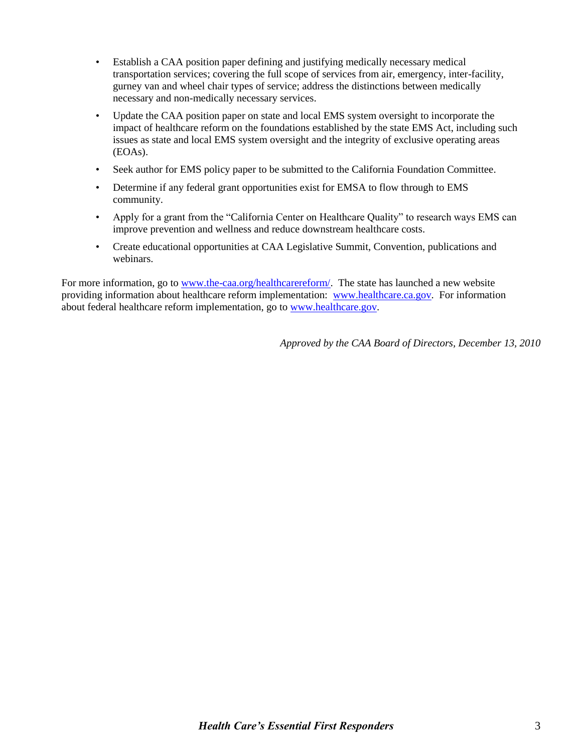- Establish a CAA position paper defining and justifying medically necessary medical transportation services; covering the full scope of services from air, emergency, inter-facility, gurney van and wheel chair types of service; address the distinctions between medically necessary and non-medically necessary services.
- Update the CAA position paper on state and local EMS system oversight to incorporate the impact of healthcare reform on the foundations established by the state EMS Act, including such issues as state and local EMS system oversight and the integrity of exclusive operating areas (EOAs).
- Seek author for EMS policy paper to be submitted to the California Foundation Committee.
- Determine if any federal grant opportunities exist for EMSA to flow through to EMS community.
- Apply for a grant from the "California Center on Healthcare Quality" to research ways EMS can improve prevention and wellness and reduce downstream healthcare costs.
- Create educational opportunities at CAA Legislative Summit, Convention, publications and webinars.

For more information, go to www.the-caa.org/healthcarereform/. The state has launched a new website providing information about healthcare reform implementation: www.healthcare.ca.gov. For information about federal healthcare reform implementation, go to www.healthcare.gov.

*Approved by the CAA Board of Directors, December 13, 2010*